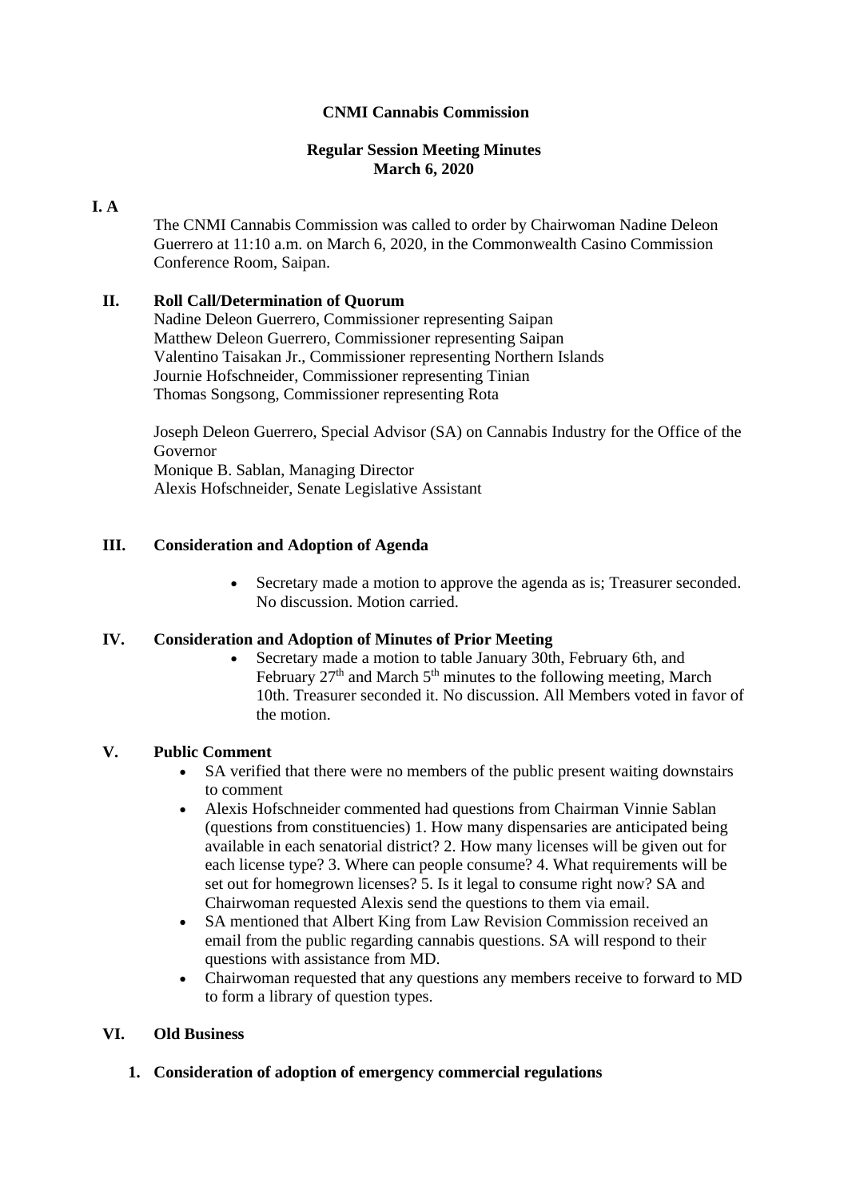**CNMI Cannabis Commission**

**Regular Session Meeting Minutes**
**March 6, 2020**

**I. A**

The CNMI Cannabis Commission was called to order by Chairwoman Nadine Deleon Guerrero at 11:10 a.m. on March 6, 2020, in the Commonwealth Casino Commission Conference Room, Saipan.

## II. Roll Call/Determination of Quorum

Nadine Deleon Guerrero, Commissioner representing Saipan
Matthew Deleon Guerrero, Commissioner representing Saipan
Valentino Taisakan Jr., Commissioner representing Northern Islands
Journie Hofschneider, Commissioner representing Tinian
Thomas Songsong, Commissioner representing Rota

Joseph Deleon Guerrero, Special Advisor (SA) on Cannabis Industry for the Office of the Governor
Monique B. Sablan, Managing Director
Alexis Hofschneider, Senate Legislative Assistant

## III. Consideration and Adoption of Agenda

- Secretary made a motion to approve the agenda as is; Treasurer seconded. No discussion. Motion carried.

## IV. Consideration and Adoption of Minutes of Prior Meeting

- Secretary made a motion to table January 30th, February 6th, and February 27th and March 5th minutes to the following meeting, March 10th. Treasurer seconded it. No discussion. All Members voted in favor of the motion.

## V. Public Comment

- SA verified that there were no members of the public present waiting downstairs to comment
- Alexis Hofschneider commented had questions from Chairman Vinnie Sablan (questions from constituencies) 1. How many dispensaries are anticipated being available in each senatorial district? 2. How many licenses will be given out for each license type? 3. Where can people consume? 4. What requirements will be set out for homegrown licenses? 5. Is it legal to consume right now? SA and Chairwoman requested Alexis send the questions to them via email.
- SA mentioned that Albert King from Law Revision Commission received an email from the public regarding cannabis questions. SA will respond to their questions with assistance from MD.
- Chairwoman requested that any questions any members receive to forward to MD to form a library of question types.

## VI. Old Business

### 1. Consideration of adoption of emergency commercial regulations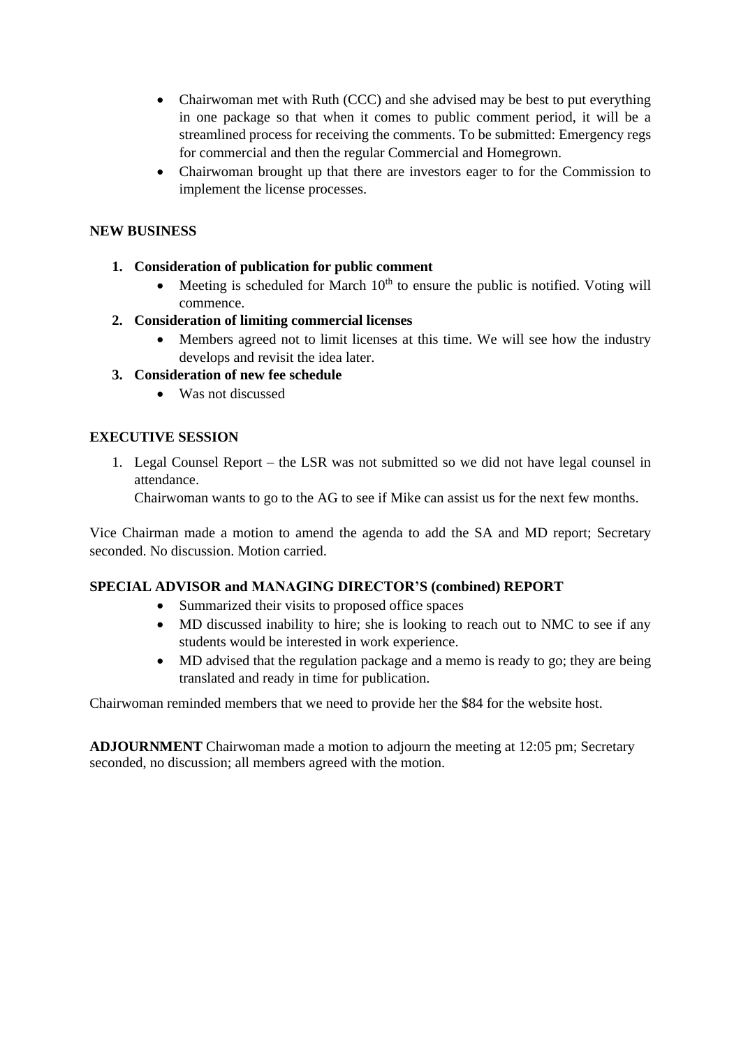- Chairwoman met with Ruth (CCC) and she advised may be best to put everything in one package so that when it comes to public comment period, it will be a streamlined process for receiving the comments. To be submitted: Emergency regs for commercial and then the regular Commercial and Homegrown.
- Chairwoman brought up that there are investors eager to for the Commission to implement the license processes.

**NEW BUSINESS**

1. **Consideration of publication for public comment**
   - Meeting is scheduled for March 10th to ensure the public is notified. Voting will commence.
2. **Consideration of limiting commercial licenses**
   - Members agreed not to limit licenses at this time. We will see how the industry develops and revisit the idea later.
3. **Consideration of new fee schedule**
   - Was not discussed

**EXECUTIVE SESSION**

1. Legal Counsel Report – the LSR was not submitted so we did not have legal counsel in attendance.
   Chairwoman wants to go to the AG to see if Mike can assist us for the next few months.

Vice Chairman made a motion to amend the agenda to add the SA and MD report; Secretary seconded. No discussion. Motion carried.

**SPECIAL ADVISOR and MANAGING DIRECTOR'S (combined) REPORT**

- Summarized their visits to proposed office spaces
- MD discussed inability to hire; she is looking to reach out to NMC to see if any students would be interested in work experience.
- MD advised that the regulation package and a memo is ready to go; they are being translated and ready in time for publication.

Chairwoman reminded members that we need to provide her the $84 for the website host.

**ADJOURNMENT** Chairwoman made a motion to adjourn the meeting at 12:05 pm; Secretary seconded, no discussion; all members agreed with the motion.